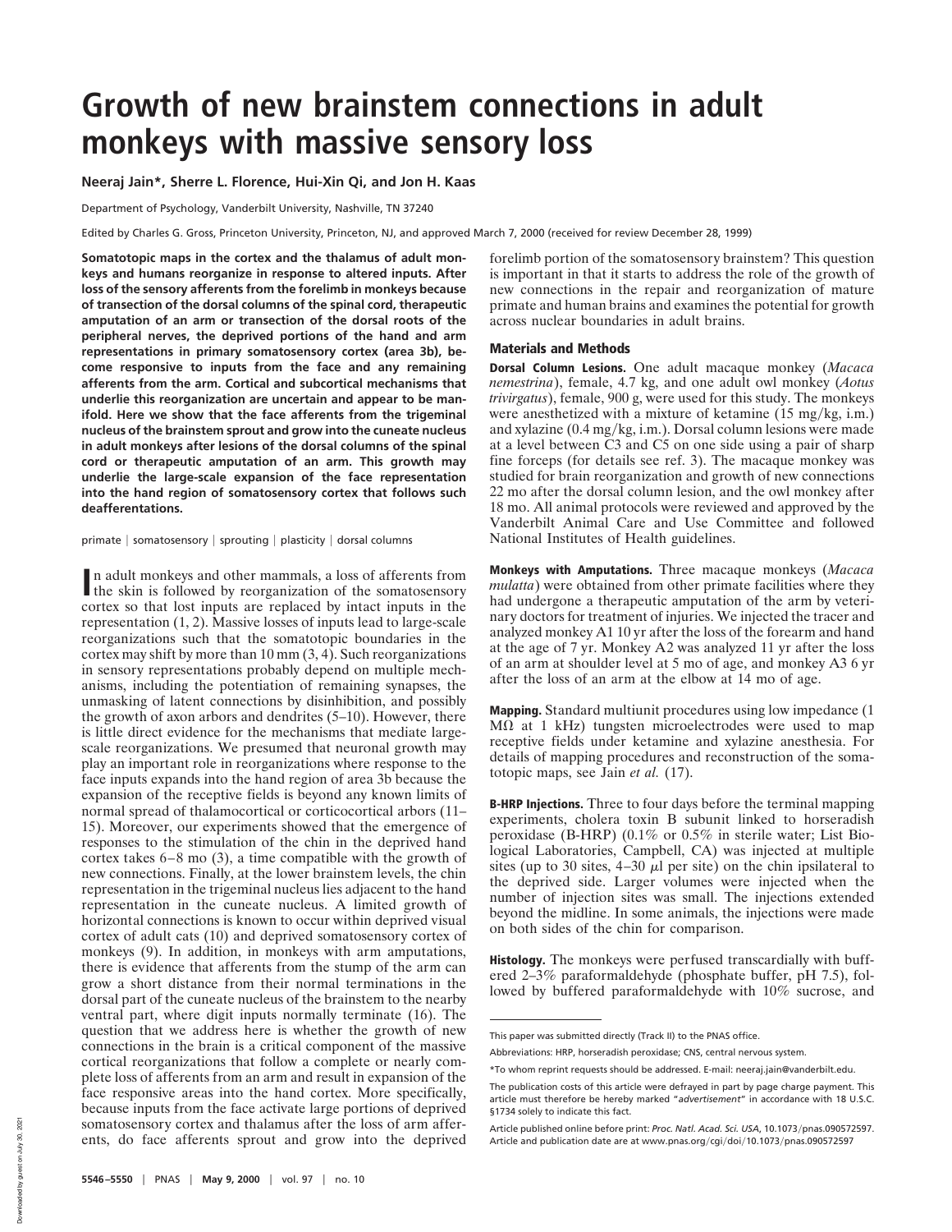# Growth of new brainstem connections in adult monkeys with massive sensory loss

**Neeraj Jain\*, Sherre L. Florence, Hui-Xin Qi, and Jon H. Kaas**

Department of Psychology, Vanderbilt University, Nashville, TN 37240

Edited by Charles G. Gross, Princeton University, Princeton, NJ, and approved March 7, 2000 (received for review December 28, 1999)

**Somatotopic maps in the cortex and the thalamus of adult monkeys and humans reorganize in response to altered inputs. After loss of the sensory afferents from the forelimb in monkeys because of transection of the dorsal columns of the spinal cord, therapeutic amputation of an arm or transection of the dorsal roots of the peripheral nerves, the deprived portions of the hand and arm representations in primary somatosensory cortex (area 3b), become responsive to inputs from the face and any remaining afferents from the arm. Cortical and subcortical mechanisms that underlie this reorganization are uncertain and appear to be manifold. Here we show that the face afferents from the trigeminal nucleus of the brainstem sprout and grow into the cuneate nucleus in adult monkeys after lesions of the dorsal columns of the spinal cord or therapeutic amputation of an arm. This growth may underlie the large-scale expansion of the face representation into the hand region of somatosensory cortex that follows such deafferentations.**

primate | somatosensory | sprouting | plasticity | dorsal columns

In adult monkeys and other mammals, a loss of afferents from the skin is followed by reorganization of the somatosensory cortex so that lost inputs are replaced by intact inputs in the representation (1, 2). Massive losses of inputs lead to large-scale reorganizations such that the somatotopic boundaries in the cortex may shift by more than 10 mm (3, 4). Such reorganizations in sensory representations probably depend on multiple mechanisms, including the potentiation of remaining synapses, the unmasking of latent connections by disinhibition, and possibly the growth of axon arbors and dendrites (5–10). However, there is little direct evidence for the mechanisms that mediate large-scale reorganizations. We presumed that neuronal growth may play an important role in reorganizations where response to the face inputs expands into the hand region of area 3b because the expansion of the receptive fields is beyond any known limits of normal spread of thalamocortical or corticocortical arbors (11–15). Moreover, our experiments showed that the emergence of responses to the stimulation of the chin in the deprived hand cortex takes 6–8 mo (3), a time compatible with the growth of new connections. Finally, at the lower brainstem levels, the chin representation in the trigeminal nucleus lies adjacent to the hand representation in the cuneate nucleus. A limited growth of horizontal connections is known to occur within deprived visual cortex of adult cats (10) and deprived somatosensory cortex of monkeys (9). In addition, in monkeys with arm amputations, there is evidence that afferents from the stump of the arm can grow a short distance from their normal terminations in the dorsal part of the cuneate nucleus of the brainstem to the nearby ventral part, where digit inputs normally terminate (16). The question that we address here is whether the growth of new connections in the brain is a critical component of the massive cortical reorganizations that follow a complete or nearly complete loss of afferents from an arm and result in expansion of the face responsive areas into the hand cortex. More specifically, because inputs from the face activate large portions of deprived somatosensory cortex and thalamus after the loss of arm afferents, do face afferents sprout and grow into the deprived forelimb portion of the somatosensory brainstem? This question is important in that it starts to address the role of the growth of new connections in the repair and reorganization of mature primate and human brains and examines the potential for growth across nuclear boundaries in adult brains.

## Materials and Methods

**Dorsal Column Lesions.** One adult macaque monkey (*Macaca nemestrina*), female, 4.7 kg, and one adult owl monkey (*Aotus trivirgatus*), female, 900 g, were used for this study. The monkeys were anesthetized with a mixture of ketamine (15 mg/kg, i.m.) and xylazine (0.4 mg/kg, i.m.). Dorsal column lesions were made at a level between C3 and C5 on one side using a pair of sharp fine forceps (for details see ref. 3). The macaque monkey was studied for brain reorganization and growth of new connections 22 mo after the dorsal column lesion, and the owl monkey after 18 mo. All animal protocols were reviewed and approved by the Vanderbilt Animal Care and Use Committee and followed National Institutes of Health guidelines.

**Monkeys with Amputations.** Three macaque monkeys (*Macaca mulatta*) were obtained from other primate facilities where they had undergone a therapeutic amputation of the arm by veterinary doctors for treatment of injuries. We injected the tracer and analyzed monkey A1 10 yr after the loss of the forearm and hand at the age of 7 yr. Monkey A2 was analyzed 11 yr after the loss of an arm at shoulder level at 5 mo of age, and monkey A3 6 yr after the loss of an arm at the elbow at 14 mo of age.

**Mapping.** Standard multiunit procedures using low impedance (1 MΩ at 1 kHz) tungsten microelectrodes were used to map receptive fields under ketamine and xylazine anesthesia. For details of mapping procedures and reconstruction of the somatotopic maps, see Jain *et al.* (17).

**B-HRP Injections.** Three to four days before the terminal mapping experiments, cholera toxin B subunit linked to horseradish peroxidase (B-HRP) (0.1% or 0.5% in sterile water; List Biological Laboratories, Campbell, CA) was injected at multiple sites (up to 30 sites, 4–30 μl per site) on the chin ipsilateral to the deprived side. Larger volumes were injected when the number of injection sites was small. The injections extended beyond the midline. In some animals, the injections were made on both sides of the chin for comparison.

**Histology.** The monkeys were perfused transcardially with buffered 2–3% paraformaldehyde (phosphate buffer, pH 7.5), followed by buffered paraformaldehyde with 10% sucrose, and

This paper was submitted directly (Track II) to the PNAS office.

Abbreviations: HRP, horseradish peroxidase; CNS, central nervous system.

\*To whom reprint requests should be addressed. E-mail: neeraj.jain@vanderbilt.edu.

The publication costs of this article were defrayed in part by page charge payment. This article must therefore be hereby marked "*advertisement*" in accordance with 18 U.S.C. §1734 solely to indicate this fact.

Article published online before print: *Proc. Natl. Acad. Sci. USA*, 10.1073/pnas.090572597. Article and publication date are at www.pnas.org/cgi/doi/10.1073/pnas.090572597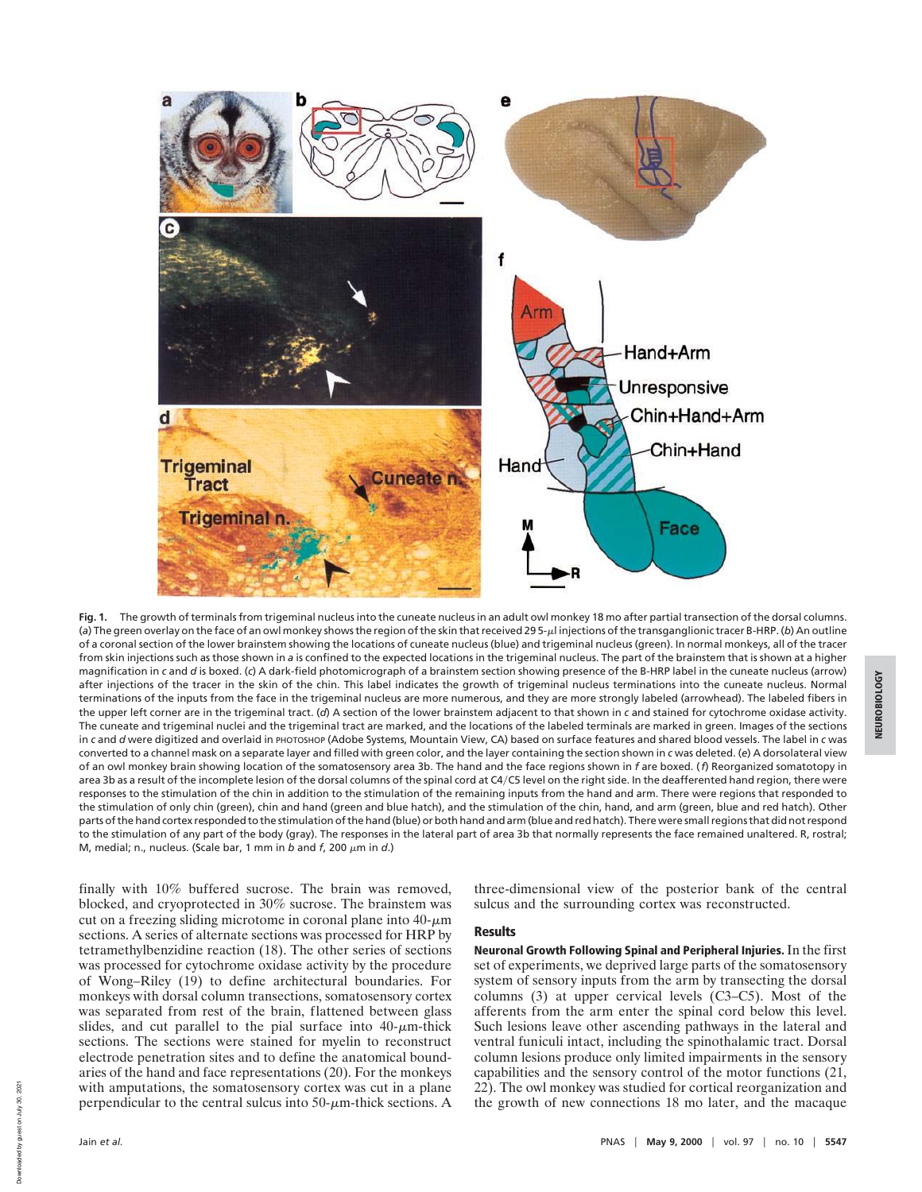a

b

e

c

d

Trigeminal Tract

Cuneate n.

Trigeminal n.

f

Arm

Hand+Arm

Unresponsive

Chin+Hand+Arm

Chin+Hand

Hand

Face

M

R

**Fig. 1.** The growth of terminals from trigeminal nucleus into the cuneate nucleus in an adult owl monkey 18 mo after partial transection of the dorsal columns. (*a*) The green overlay on the face of an owl monkey shows the region of the skin that received 29 5-μl injections of the transganglionic tracer B-HRP. (*b*) An outline of a coronal section of the lower brainstem showing the locations of cuneate nucleus (blue) and trigeminal nucleus (green). In normal monkeys, all of the tracer from skin injections such as those shown in *a* is confined to the expected locations in the trigeminal nucleus. The part of the brainstem that is shown at a higher magnification in *c* and *d* is boxed. (*c*) A dark-field photomicrograph of a brainstem section showing presence of the B-HRP label in the cuneate nucleus (arrow) after injections of the tracer in the skin of the chin. This label indicates the growth of trigeminal nucleus terminations into the cuneate nucleus. Normal terminations of the inputs from the face in the trigeminal nucleus are more numerous, and they are more strongly labeled (arrowhead). The labeled fibers in the upper left corner are in the trigeminal tract. (*d*) A section of the lower brainstem adjacent to that shown in *c* and stained for cytochrome oxidase activity. The cuneate and trigeminal nuclei and the trigeminal tract are marked, and the locations of the labeled terminals are marked in green. Images of the sections in *c* and *d* were digitized and overlaid in PHOTOSHOP (Adobe Systems, Mountain View, CA) based on surface features and shared blood vessels. The label in *c* was converted to a channel mask on a separate layer and filled with green color, and the layer containing the section shown in *c* was deleted. (*e*) A dorsolateral view of an owl monkey brain showing location of the somatosensory area 3b. The hand and the face regions shown in *f* are boxed. (*f*) Reorganized somatotopy in area 3b as a result of the incomplete lesion of the dorsal columns of the spinal cord at C4/C5 level on the right side. In the deafferented hand region, there were responses to the stimulation of the chin in addition to the stimulation of the remaining inputs from the hand and arm. There were regions that responded to the stimulation of only chin (green), chin and hand (green and blue hatch), and the stimulation of the chin, hand, and arm (green, blue and red hatch). Other parts of the hand cortex responded to the stimulation of the hand (blue) or both hand and arm (blue and red hatch). There were small regions that did not respond to the stimulation of any part of the body (gray). The responses in the lateral part of area 3b that normally represents the face remained unaltered. R, rostral; M, medial; n., nucleus. (Scale bar, 1 mm in *b* and *f*, 200 μm in *d*.)

finally with 10% buffered sucrose. The brain was removed, blocked, and cryoprotected in 30% sucrose. The brainstem was cut on a freezing sliding microtome in coronal plane into 40-μm sections. A series of alternate sections was processed for HRP by tetramethylbenzidine reaction (18). The other series of sections was processed for cytochrome oxidase activity by the procedure of Wong–Riley (19) to define architectural boundaries. For monkeys with dorsal column transections, somatosensory cortex was separated from rest of the brain, flattened between glass slides, and cut parallel to the pial surface into 40-μm-thick sections. The sections were stained for myelin to reconstruct electrode penetration sites and to define the anatomical boundaries of the hand and face representations (20). For the monkeys with amputations, the somatosensory cortex was cut in a plane perpendicular to the central sulcus into 50-μm-thick sections. A three-dimensional view of the posterior bank of the central sulcus and the surrounding cortex was reconstructed.

## Results

**Neuronal Growth Following Spinal and Peripheral Injuries.** In the first set of experiments, we deprived large parts of the somatosensory system of sensory inputs from the arm by transecting the dorsal columns (3) at upper cervical levels (C3–C5). Most of the afferents from the arm enter the spinal cord below this level. Such lesions leave other ascending pathways in the lateral and ventral funiculi intact, including the spinothalamic tract. Dorsal column lesions produce only limited impairments in the sensory capabilities and the sensory control of the motor functions (21, 22). The owl monkey was studied for cortical reorganization and the growth of new connections 18 mo later, and the macaque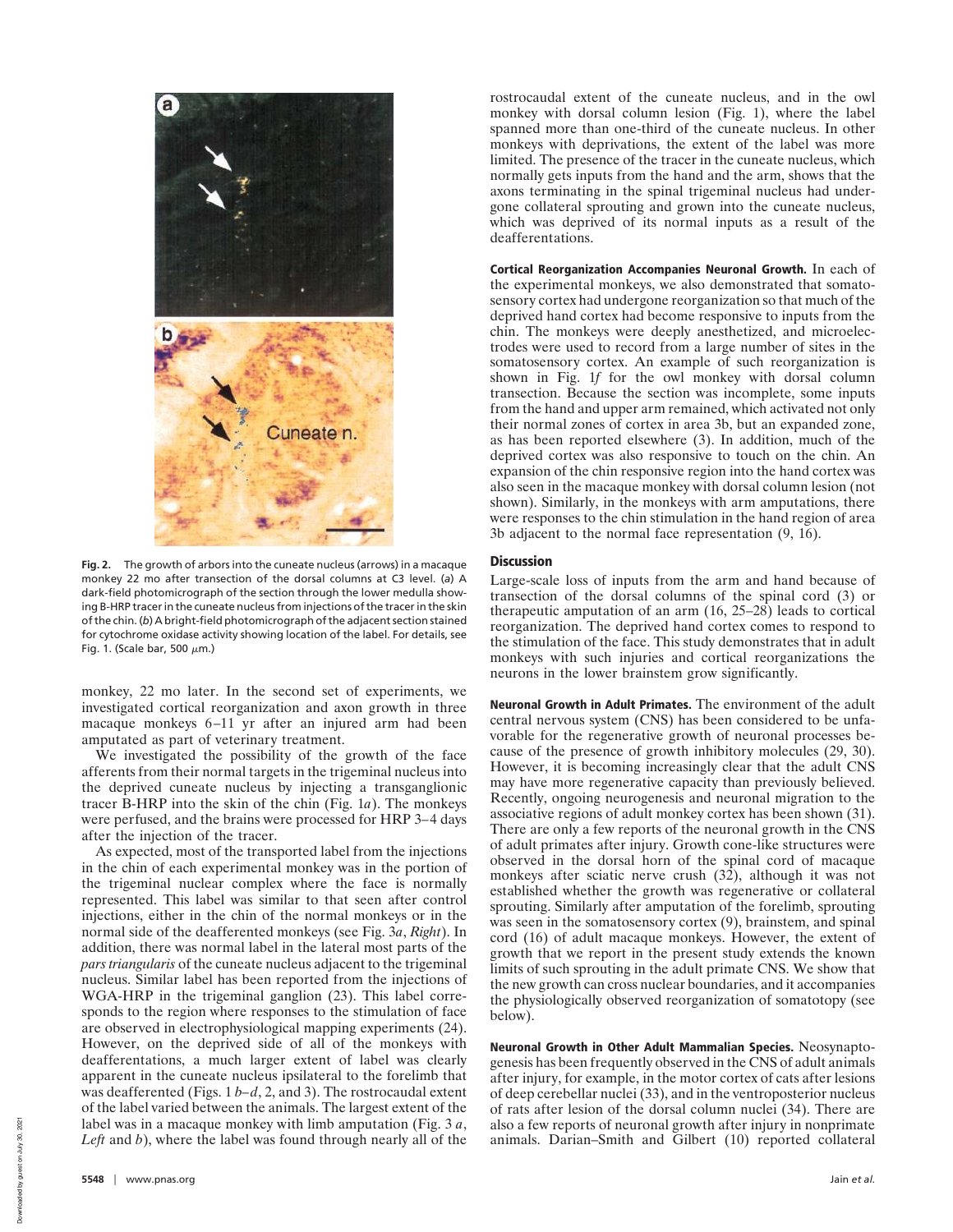**Fig. 2.** The growth of arbors into the cuneate nucleus (arrows) in a macaque monkey 22 mo after transection of the dorsal columns at C3 level. (*a*) A dark-field photomicrograph of the section through the lower medulla showing B-HRP tracer in the cuneate nucleus from injections of the tracer in the skin of the chin. (*b*) A bright-field photomicrograph of the adjacent section stained for cytochrome oxidase activity showing location of the label. For details, see Fig. 1. (Scale bar, 500 $\mu$m.)

monkey, 22 mo later. In the second set of experiments, we investigated cortical reorganization and axon growth in three macaque monkeys 6–11 yr after an injured arm had been amputated as part of veterinary treatment.

We investigated the possibility of the growth of the face afferents from their normal targets in the trigeminal nucleus into the deprived cuneate nucleus by injecting a transganglionic tracer B-HRP into the skin of the chin (Fig. 1*a*). The monkeys were perfused, and the brains were processed for HRP 3–4 days after the injection of the tracer.

As expected, most of the transported label from the injections in the chin of each experimental monkey was in the portion of the trigeminal nuclear complex where the face is normally represented. This label was similar to that seen after control injections, either in the chin of the normal monkeys or in the normal side of the deafferented monkeys (see Fig. 3*a*, *Right*). In addition, there was normal label in the lateral most parts of the *pars triangularis* of the cuneate nucleus adjacent to the trigeminal nucleus. Similar label has been reported from the injections of WGA-HRP in the trigeminal ganglion (23). This label corresponds to the region where responses to the stimulation of face are observed in electrophysiological mapping experiments (24). However, on the deprived side of all of the monkeys with deafferentations, a much larger extent of label was clearly apparent in the cuneate nucleus ipsilateral to the forelimb that was deafferented (Figs. 1 *b*–*d*, 2, and 3). The rostrocaudal extent of the label varied between the animals. The largest extent of the label was in a macaque monkey with limb amputation (Fig. 3 *a*, *Left* and *b*), where the label was found through nearly all of the rostrocaudal extent of the cuneate nucleus, and in the owl monkey with dorsal column lesion (Fig. 1), where the label spanned more than one-third of the cuneate nucleus. In other monkeys with deprivations, the extent of the label was more limited. The presence of the tracer in the cuneate nucleus, which normally gets inputs from the hand and the arm, shows that the axons terminating in the spinal trigeminal nucleus had undergone collateral sprouting and grown into the cuneate nucleus, which was deprived of its normal inputs as a result of the deafferentations.

**Cortical Reorganization Accompanies Neuronal Growth.** In each of the experimental monkeys, we also demonstrated that somatosensory cortex had undergone reorganization so that much of the deprived hand cortex had become responsive to inputs from the chin. The monkeys were deeply anesthetized, and microelectrodes were used to record from a large number of sites in the somatosensory cortex. An example of such reorganization is shown in Fig. 1*f* for the owl monkey with dorsal column transection. Because the section was incomplete, some inputs from the hand and upper arm remained, which activated not only their normal zones of cortex in area 3b, but an expanded zone, as has been reported elsewhere (3). In addition, much of the deprived cortex was also responsive to touch on the chin. An expansion of the chin responsive region into the hand cortex was also seen in the macaque monkey with dorsal column lesion (not shown). Similarly, in the monkeys with arm amputations, there were responses to the chin stimulation in the hand region of area 3b adjacent to the normal face representation (9, 16).

## Discussion

Large-scale loss of inputs from the arm and hand because of transection of the dorsal columns of the spinal cord (3) or therapeutic amputation of an arm (16, 25–28) leads to cortical reorganization. The deprived hand cortex comes to respond to the stimulation of the face. This study demonstrates that in adult monkeys with such injuries and cortical reorganizations the neurons in the lower brainstem grow significantly.

**Neuronal Growth in Adult Primates.** The environment of the adult central nervous system (CNS) has been considered to be unfavorable for the regenerative growth of neuronal processes because of the presence of growth inhibitory molecules (29, 30). However, it is becoming increasingly clear that the adult CNS may have more regenerative capacity than previously believed. Recently, ongoing neurogenesis and neuronal migration to the associative regions of adult monkey cortex has been shown (31). There are only a few reports of the neuronal growth in the CNS of adult primates after injury. Growth cone-like structures were observed in the dorsal horn of the spinal cord of macaque monkeys after sciatic nerve crush (32), although it was not established whether the growth was regenerative or collateral sprouting. Similarly after amputation of the forelimb, sprouting was seen in the somatosensory cortex (9), brainstem, and spinal cord (16) of adult macaque monkeys. However, the extent of growth that we report in the present study extends the known limits of such sprouting in the adult primate CNS. We show that the new growth can cross nuclear boundaries, and it accompanies the physiologically observed reorganization of somatotopy (see below).

**Neuronal Growth in Other Adult Mammalian Species.** Neosynaptogenesis has been frequently observed in the CNS of adult animals after injury, for example, in the motor cortex of cats after lesions of deep cerebellar nuclei (33), and in the ventroposterior nucleus of rats after lesion of the dorsal column nuclei (34). There are also a few reports of neuronal growth after injury in nonprimate animals. Darian–Smith and Gilbert (10) reported collateral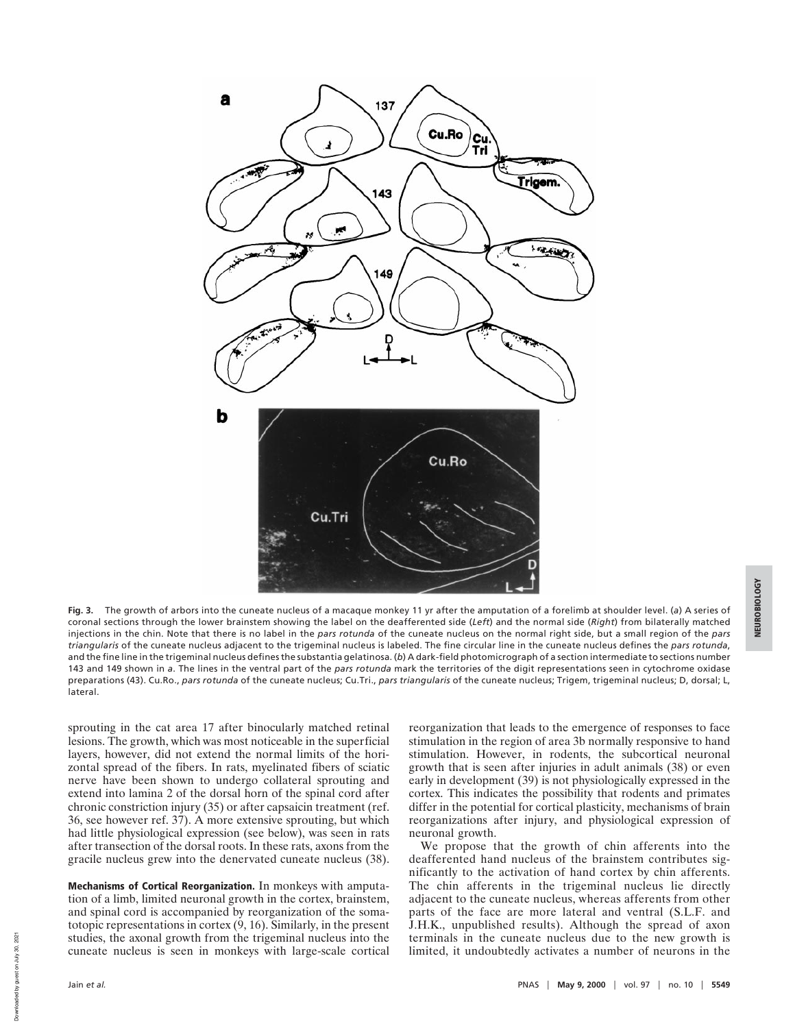**Fig. 3.** The growth of arbors into the cuneate nucleus of a macaque monkey 11 yr after the amputation of a forelimb at shoulder level. (*a*) A series of coronal sections through the lower brainstem showing the label on the deafferented side (*Left*) and the normal side (*Right*) from bilaterally matched injections in the chin. Note that there is no label in the *pars rotunda* of the cuneate nucleus on the normal right side, but a small region of the *pars triangularis* of the cuneate nucleus adjacent to the trigeminal nucleus is labeled. The fine circular line in the cuneate nucleus defines the *pars rotunda*, and the fine line in the trigeminal nucleus defines the substantia gelatinosa. (*b*) A dark-field photomicrograph of a section intermediate to sections number 143 and 149 shown in *a*. The lines in the ventral part of the *pars rotunda* mark the territories of the digit representations seen in cytochrome oxidase preparations (43). Cu.Ro., *pars rotunda* of the cuneate nucleus; Cu.Tri., *pars triangularis* of the cuneate nucleus; Trigem, trigeminal nucleus; D, dorsal; L, lateral.

sprouting in the cat area 17 after binocularly matched retinal lesions. The growth, which was most noticeable in the superficial layers, however, did not extend the normal limits of the horizontal spread of the fibers. In rats, myelinated fibers of sciatic nerve have been shown to undergo collateral sprouting and extend into lamina 2 of the dorsal horn of the spinal cord after chronic constriction injury (35) or after capsaicin treatment (ref. 36, see however ref. 37). A more extensive sprouting, but which had little physiological expression (see below), was seen in rats after transection of the dorsal roots. In these rats, axons from the gracile nucleus grew into the denervated cuneate nucleus (38).

**Mechanisms of Cortical Reorganization.** In monkeys with amputation of a limb, limited neuronal growth in the cortex, brainstem, and spinal cord is accompanied by reorganization of the somatotopic representations in cortex (9, 16). Similarly, in the present studies, the axonal growth from the trigeminal nucleus into the cuneate nucleus is seen in monkeys with large-scale cortical reorganization that leads to the emergence of responses to face stimulation in the region of area 3b normally responsive to hand stimulation. However, in rodents, the subcortical neuronal growth that is seen after injuries in adult animals (38) or even early in development (39) is not physiologically expressed in the cortex. This indicates the possibility that rodents and primates differ in the potential for cortical plasticity, mechanisms of brain reorganizations after injury, and physiological expression of neuronal growth.

We propose that the growth of chin afferents into the deafferented hand nucleus of the brainstem contributes significantly to the activation of hand cortex by chin afferents. The chin afferents in the trigeminal nucleus lie directly adjacent to the cuneate nucleus, whereas afferents from other parts of the face are more lateral and ventral (S.L.F. and J.H.K., unpublished results). Although the spread of axon terminals in the cuneate nucleus due to the new growth is limited, it undoubtedly activates a number of neurons in the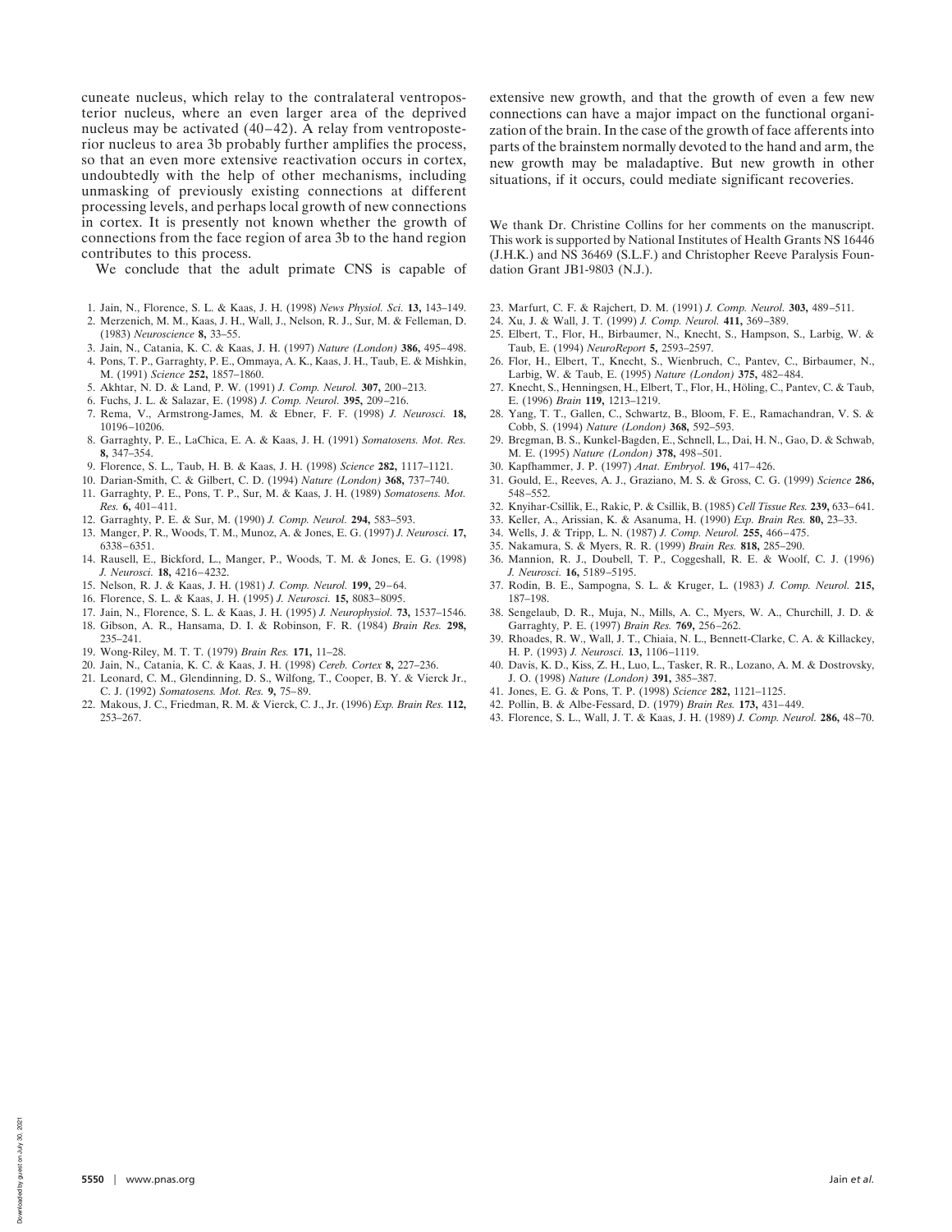cuneate nucleus, which relay to the contralateral ventroposterior nucleus, where an even larger area of the deprived nucleus may be activated (40–42). A relay from ventroposterior nucleus to area 3b probably further amplifies the process, so that an even more extensive reactivation occurs in cortex, undoubtedly with the help of other mechanisms, including unmasking of previously existing connections at different processing levels, and perhaps local growth of new connections in cortex. It is presently not known whether the growth of connections from the face region of area 3b to the hand region contributes to this process.

We conclude that the adult primate CNS is capable of extensive new growth, and that the growth of even a few new connections can have a major impact on the functional organization of the brain. In the case of the growth of face afferents into parts of the brainstem normally devoted to the hand and arm, the new growth may be maladaptive. But new growth in other situations, if it occurs, could mediate significant recoveries.

We thank Dr. Christine Collins for her comments on the manuscript. This work is supported by National Institutes of Health Grants NS 16446 (J.H.K.) and NS 36469 (S.L.F.) and Christopher Reeve Paralysis Foundation Grant JB1-9803 (N.J.).

1. Jain, N., Florence, S. L. & Kaas, J. H. (1998) *News Physiol. Sci.* **13,** 143–149.
2. Merzenich, M. M., Kaas, J. H., Wall, J., Nelson, R. J., Sur, M. & Felleman, D. (1983) *Neuroscience* **8,** 33–55.
3. Jain, N., Catania, K. C. & Kaas, J. H. (1997) *Nature (London)* **386,** 495–498.
4. Pons, T. P., Garraghty, P. E., Ommaya, A. K., Kaas, J. H., Taub, E. & Mishkin, M. (1991) *Science* **252,** 1857–1860.
5. Akhtar, N. D. & Land, P. W. (1991) *J. Comp. Neurol.* **307,** 200–213.
6. Fuchs, J. L. & Salazar, E. (1998) *J. Comp. Neurol.* **395,** 209–216.
7. Rema, V., Armstrong-James, M. & Ebner, F. F. (1998) *J. Neurosci.* **18,** 10196–10206.
8. Garraghty, P. E., LaChica, E. A. & Kaas, J. H. (1991) *Somatosens. Mot. Res.* **8,** 347–354.
9. Florence, S. L., Taub, H. B. & Kaas, J. H. (1998) *Science* **282,** 1117–1121.
10. Darian-Smith, C. & Gilbert, C. D. (1994) *Nature (London)* **368,** 737–740.
11. Garraghty, P. E., Pons, T. P., Sur, M. & Kaas, J. H. (1989) *Somatosens. Mot. Res.* **6,** 401–411.
12. Garraghty, P. E. & Sur, M. (1990) *J. Comp. Neurol.* **294,** 583–593.
13. Manger, P. R., Woods, T. M., Munoz, A. & Jones, E. G. (1997) *J. Neurosci.* **17,** 6338–6351.
14. Rausell, E., Bickford, L., Manger, P., Woods, T. M. & Jones, E. G. (1998) *J. Neurosci.* **18,** 4216–4232.
15. Nelson, R. J. & Kaas, J. H. (1981) *J. Comp. Neurol.* **199,** 29–64.
16. Florence, S. L. & Kaas, J. H. (1995) *J. Neurosci.* **15,** 8083–8095.
17. Jain, N., Florence, S. L. & Kaas, J. H. (1995) *J. Neurophysiol.* **73,** 1537–1546.
18. Gibson, A. R., Hansama, D. I. & Robinson, F. R. (1984) *Brain Res.* **298,** 235–241.
19. Wong-Riley, M. T. T. (1979) *Brain Res.* **171,** 11–28.
20. Jain, N., Catania, K. C. & Kaas, J. H. (1998) *Cereb. Cortex* **8,** 227–236.
21. Leonard, C. M., Glendinning, D. S., Wilfong, T., Cooper, B. Y. & Vierck Jr., C. J. (1992) *Somatosens. Mot. Res.* **9,** 75–89.
22. Makous, J. C., Friedman, R. M. & Vierck, C. J., Jr. (1996) *Exp. Brain Res.* **112,** 253–267.
23. Marfurt, C. F. & Rajchert, D. M. (1991) *J. Comp. Neurol.* **303,** 489–511.
24. Xu, J. & Wall, J. T. (1999) *J. Comp. Neurol.* **411,** 369–389.
25. Elbert, T., Flor, H., Birbaumer, N., Knecht, S., Hampson, S., Larbig, W. & Taub, E. (1994) *NeuroReport* **5,** 2593–2597.
26. Flor, H., Elbert, T., Knecht, S., Wienbruch, C., Pantev, C., Birbaumer, N., Larbig, W. & Taub, E. (1995) *Nature (London)* **375,** 482–484.
27. Knecht, S., Henningsen, H., Elbert, T., Flor, H., Höling, C., Pantev, C. & Taub, E. (1996) *Brain* **119,** 1213–1219.
28. Yang, T. T., Gallen, C., Schwartz, B., Bloom, F. E., Ramachandran, V. S. & Cobb, S. (1994) *Nature (London)* **368,** 592–593.
29. Bregman, B. S., Kunkel-Bagden, E., Schnell, L., Dai, H. N., Gao, D. & Schwab, M. E. (1995) *Nature (London)* **378,** 498–501.
30. Kapfhammer, J. P. (1997) *Anat. Embryol.* **196,** 417–426.
31. Gould, E., Reeves, A. J., Graziano, M. S. & Gross, C. G. (1999) *Science* **286,** 548–552.
32. Knyihar-Csillik, E., Rakic, P. & Csillik, B. (1985) *Cell Tissue Res.* **239,** 633–641.
33. Keller, A., Arissian, K. & Asanuma, H. (1990) *Exp. Brain Res.* **80,** 23–33.
34. Wells, J. & Tripp, L. N. (1987) *J. Comp. Neurol.* **255,** 466–475.
35. Nakamura, S. & Myers, R. R. (1999) *Brain Res.* **818,** 285–290.
36. Mannion, R. J., Doubell, T. P., Coggeshall, R. E. & Woolf, C. J. (1996) *J. Neurosci.* **16,** 5189–5195.
37. Rodin, B. E., Sampogna, S. L. & Kruger, L. (1983) *J. Comp. Neurol.* **215,** 187–198.
38. Sengelaub, D. R., Muja, N., Mills, A. C., Myers, W. A., Churchill, J. D. & Garraghty, P. E. (1997) *Brain Res.* **769,** 256–262.
39. Rhoades, R. W., Wall, J. T., Chiaia, N. L., Bennett-Clarke, C. A. & Killackey, H. P. (1993) *J. Neurosci.* **13,** 1106–1119.
40. Davis, K. D., Kiss, Z. H., Luo, L., Tasker, R. R., Lozano, A. M. & Dostrovsky, J. O. (1998) *Nature (London)* **391,** 385–387.
41. Jones, E. G. & Pons, T. P. (1998) *Science* **282,** 1121–1125.
42. Pollin, B. & Albe-Fessard, D. (1979) *Brain Res.* **173,** 431–449.
43. Florence, S. L., Wall, J. T. & Kaas, J. H. (1989) *J. Comp. Neurol.* **286,** 48–70.